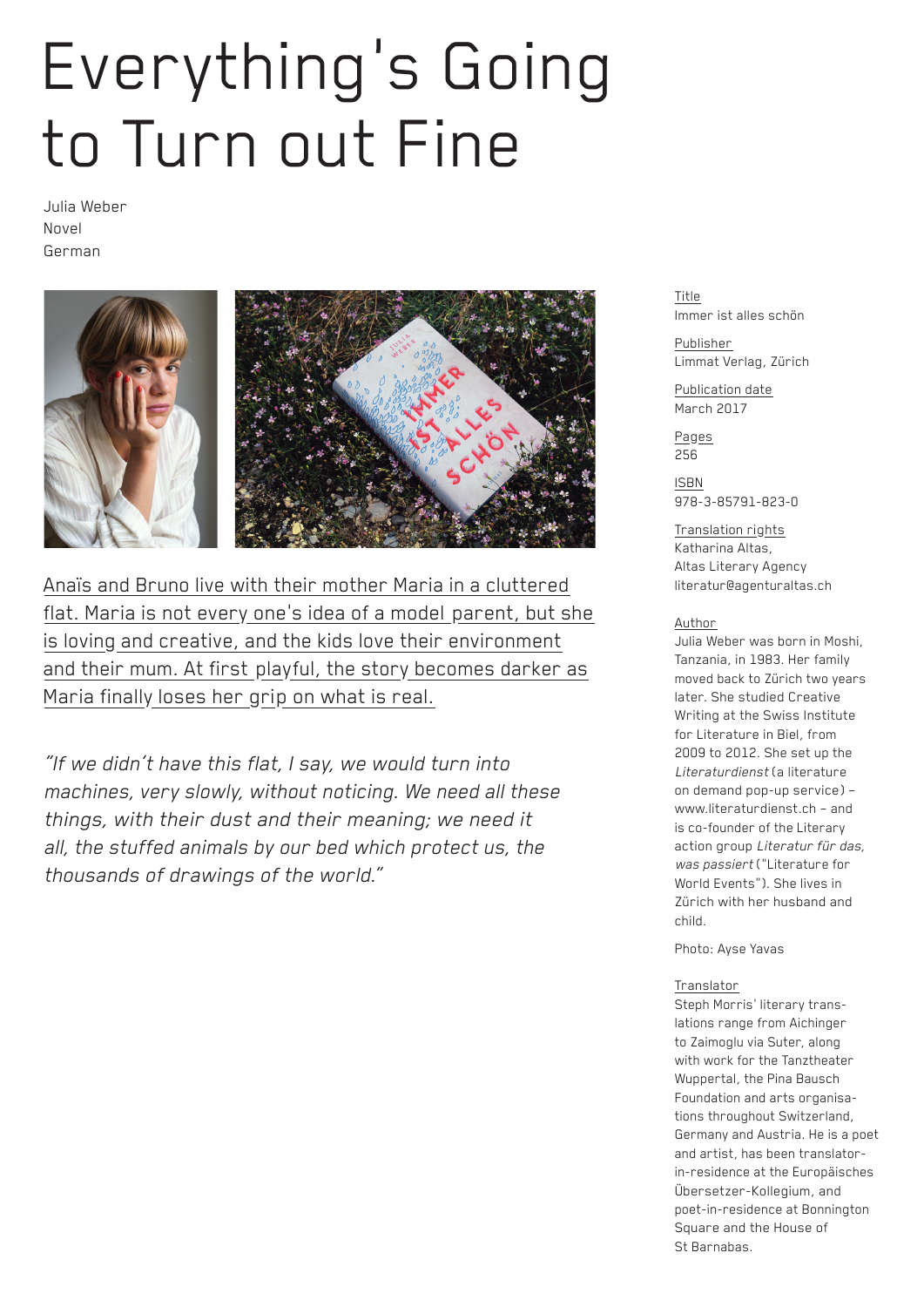# Everything's Going to Turn out Fine

Julia Weber
Novel
German

Anaïs and Bruno live with their mother Maria in a cluttered flat. Maria is not every one's idea of a model parent, but she is loving and creative, and the kids love their environment and their mum. At first playful, the story becomes darker as Maria finally loses her grip on what is real.

*"If we didn't have this flat, I say, we would turn into machines, very slowly, without noticing. We need all these things, with their dust and their meaning; we need it all, the stuffed animals by our bed which protect us, the thousands of drawings of the world."*

Title
Immer ist alles schön

Publisher
Limmat Verlag, Zürich

Publication date
March 2017

Pages
256

ISBN
978-3-85791-823-0

Translation rights
Katharina Altas,
Altas Literary Agency
literatur@agenturaltas.ch

Author
Julia Weber was born in Moshi, Tanzania, in 1983. Her family moved back to Zürich two years later. She studied Creative Writing at the Swiss Institute for Literature in Biel, from 2009 to 2012. She set up the *Literaturdienst* (a literature on demand pop-up service) – www.literaturdienst.ch – and is co-founder of the Literary action group *Literatur für das, was passiert* ("Literature for World Events"). She lives in Zürich with her husband and child.

Photo: Ayse Yavas

Translator
Steph Morris' literary translations range from Aichinger to Zaimoglu via Suter, along with work for the Tanztheater Wuppertal, the Pina Bausch Foundation and arts organisations throughout Switzerland, Germany and Austria. He is a poet and artist, has been translator-in-residence at the Europäisches Übersetzer-Kollegium, and poet-in-residence at Bonnington Square and the House of St Barnabas.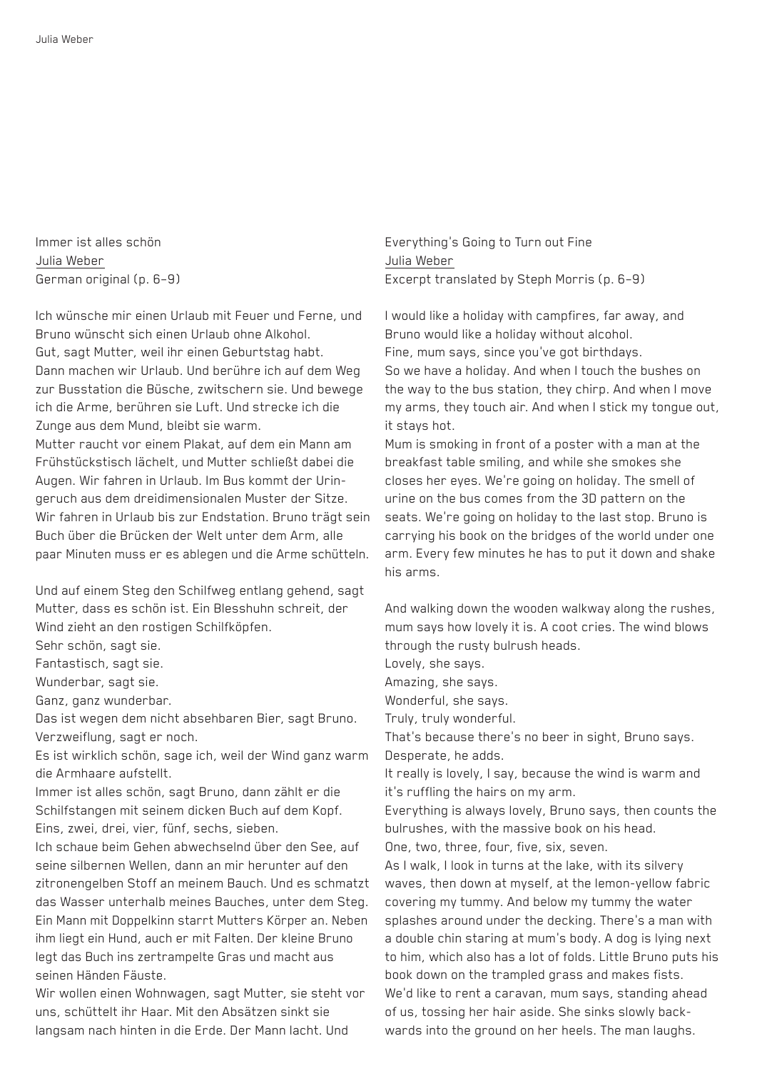Immer ist alles schön
Julia Weber
German original (p. 6–9)

Ich wünsche mir einen Urlaub mit Feuer und Ferne, und Bruno wünscht sich einen Urlaub ohne Alkohol.
Gut, sagt Mutter, weil ihr einen Geburtstag habt.
Dann machen wir Urlaub. Und berühre ich auf dem Weg zur Busstation die Büsche, zwitschern sie. Und bewege ich die Arme, berühren sie Luft. Und strecke ich die Zunge aus dem Mund, bleibt sie warm.
Mutter raucht vor einem Plakat, auf dem ein Mann am Frühstückstisch lächelt, und Mutter schließt dabei die Augen. Wir fahren in Urlaub. Im Bus kommt der Uringeruch aus dem dreidimensionalen Muster der Sitze. Wir fahren in Urlaub bis zur Endstation. Bruno trägt sein Buch über die Brücken der Welt unter dem Arm, alle paar Minuten muss er es ablegen und die Arme schütteln.

Und auf einem Steg den Schilfweg entlang gehend, sagt Mutter, dass es schön ist. Ein Blesshuhn schreit, der Wind zieht an den rostigen Schilfköpfen.
Sehr schön, sagt sie.
Fantastisch, sagt sie.
Wunderbar, sagt sie.
Ganz, ganz wunderbar.
Das ist wegen dem nicht absehbaren Bier, sagt Bruno.
Verzweiflung, sagt er noch.
Es ist wirklich schön, sage ich, weil der Wind ganz warm die Armhaare aufstellt.
Immer ist alles schön, sagt Bruno, dann zählt er die Schilfstangen mit seinem dicken Buch auf dem Kopf.
Eins, zwei, drei, vier, fünf, sechs, sieben.
Ich schaue beim Gehen abwechselnd über den See, auf seine silbernen Wellen, dann an mir herunter auf den zitronengelben Stoff an meinem Bauch. Und es schmatzt das Wasser unterhalb meines Bauches, unter dem Steg. Ein Mann mit Doppelkinn starrt Mutters Körper an. Neben ihm liegt ein Hund, auch er mit Falten. Der kleine Bruno legt das Buch ins zertrampelte Gras und macht aus seinen Händen Fäuste.
Wir wollen einen Wohnwagen, sagt Mutter, sie steht vor uns, schüttelt ihr Haar. Mit den Absätzen sinkt sie langsam nach hinten in die Erde. Der Mann lacht. Und

Everything's Going to Turn out Fine
Julia Weber
Excerpt translated by Steph Morris (p. 6–9)

I would like a holiday with campfires, far away, and Bruno would like a holiday without alcohol.
Fine, mum says, since you've got birthdays.
So we have a holiday. And when I touch the bushes on the way to the bus station, they chirp. And when I move my arms, they touch air. And when I stick my tongue out, it stays hot.
Mum is smoking in front of a poster with a man at the breakfast table smiling, and while she smokes she closes her eyes. We're going on holiday. The smell of urine on the bus comes from the 3D pattern on the seats. We're going on holiday to the last stop. Bruno is carrying his book on the bridges of the world under one arm. Every few minutes he has to put it down and shake his arms.

And walking down the wooden walkway along the rushes, mum says how lovely it is. A coot cries. The wind blows through the rusty bulrush heads.
Lovely, she says.
Amazing, she says.
Wonderful, she says.
Truly, truly wonderful.
That's because there's no beer in sight, Bruno says.
Desperate, he adds.
It really is lovely, I say, because the wind is warm and it's ruffling the hairs on my arm.
Everything is always lovely, Bruno says, then counts the bulrushes, with the massive book on his head.
One, two, three, four, five, six, seven.
As I walk, I look in turns at the lake, with its silvery waves, then down at myself, at the lemon-yellow fabric covering my tummy. And below my tummy the water splashes around under the decking. There's a man with a double chin staring at mum's body. A dog is lying next to him, which also has a lot of folds. Little Bruno puts his book down on the trampled grass and makes fists.
We'd like to rent a caravan, mum says, standing ahead of us, tossing her hair aside. She sinks slowly backwards into the ground on her heels. The man laughs.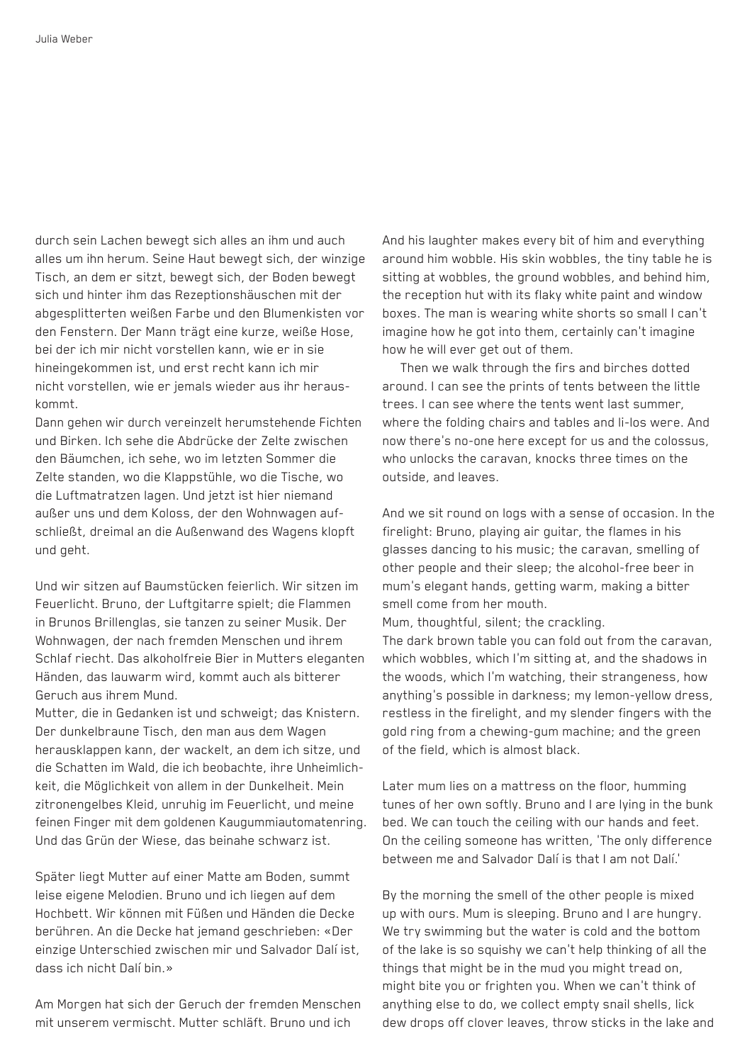durch sein Lachen bewegt sich alles an ihm und auch alles um ihn herum. Seine Haut bewegt sich, der winzige Tisch, an dem er sitzt, bewegt sich, der Boden bewegt sich und hinter ihm das Rezeptionshäuschen mit der abgesplitterten weißen Farbe und den Blumenkisten vor den Fenstern. Der Mann trägt eine kurze, weiße Hose, bei der ich mir nicht vorstellen kann, wie er in sie hineingekommen ist, und erst recht kann ich mir nicht vorstellen, wie er jemals wieder aus ihr herauskommt.

Dann gehen wir durch vereinzelt herumstehende Fichten und Birken. Ich sehe die Abdrücke der Zelte zwischen den Bäumchen, ich sehe, wo im letzten Sommer die Zelte standen, wo die Klappstühle, wo die Tische, wo die Luftmatratzen lagen. Und jetzt ist hier niemand außer uns und dem Koloss, der den Wohnwagen aufschließt, dreimal an die Außenwand des Wagens klopft und geht.

Und wir sitzen auf Baumstücken feierlich. Wir sitzen im Feuerlicht. Bruno, der Luftgitarre spielt; die Flammen in Brunos Brillenglas, sie tanzen zu seiner Musik. Der Wohnwagen, der nach fremden Menschen und ihrem Schlaf riecht. Das alkoholfreie Bier in Mutters eleganten Händen, das lauwarm wird, kommt auch als bitterer Geruch aus ihrem Mund.

Mutter, die in Gedanken ist und schweigt; das Knistern. Der dunkelbraune Tisch, den man aus dem Wagen herausklappen kann, der wackelt, an dem ich sitze, und die Schatten im Wald, die ich beobachte, ihre Unheimlichkeit, die Möglichkeit von allem in der Dunkelheit. Mein zitronengelbes Kleid, unruhig im Feuerlicht, und meine feinen Finger mit dem goldenen Kaugummiautomatenring. Und das Grün der Wiese, das beinahe schwarz ist.

Später liegt Mutter auf einer Matte am Boden, summt leise eigene Melodien. Bruno und ich liegen auf dem Hochbett. Wir können mit Füßen und Händen die Decke berühren. An die Decke hat jemand geschrieben: «Der einzige Unterschied zwischen mir und Salvador Dalí ist, dass ich nicht Dalí bin.»

Am Morgen hat sich der Geruch der fremden Menschen mit unserem vermischt. Mutter schläft. Bruno und ich

And his laughter makes every bit of him and everything around him wobble. His skin wobbles, the tiny table he is sitting at wobbles, the ground wobbles, and behind him, the reception hut with its flaky white paint and window boxes. The man is wearing white shorts so small I can't imagine how he got into them, certainly can't imagine how he will ever get out of them.

Then we walk through the firs and birches dotted around. I can see the prints of tents between the little trees. I can see where the tents went last summer, where the folding chairs and tables and li-los were. And now there's no-one here except for us and the colossus, who unlocks the caravan, knocks three times on the outside, and leaves.

And we sit round on logs with a sense of occasion. In the firelight: Bruno, playing air guitar, the flames in his glasses dancing to his music; the caravan, smelling of other people and their sleep; the alcohol-free beer in mum's elegant hands, getting warm, making a bitter smell come from her mouth.

Mum, thoughtful, silent; the crackling.

The dark brown table you can fold out from the caravan, which wobbles, which I'm sitting at, and the shadows in the woods, which I'm watching, their strangeness, how anything's possible in darkness; my lemon-yellow dress, restless in the firelight, and my slender fingers with the gold ring from a chewing-gum machine; and the green of the field, which is almost black.

Later mum lies on a mattress on the floor, humming tunes of her own softly. Bruno and I are lying in the bunk bed. We can touch the ceiling with our hands and feet. On the ceiling someone has written, 'The only difference between me and Salvador Dalí is that I am not Dalí.'

By the morning the smell of the other people is mixed up with ours. Mum is sleeping. Bruno and I are hungry. We try swimming but the water is cold and the bottom of the lake is so squishy we can't help thinking of all the things that might be in the mud you might tread on, might bite you or frighten you. When we can't think of anything else to do, we collect empty snail shells, lick dew drops off clover leaves, throw sticks in the lake and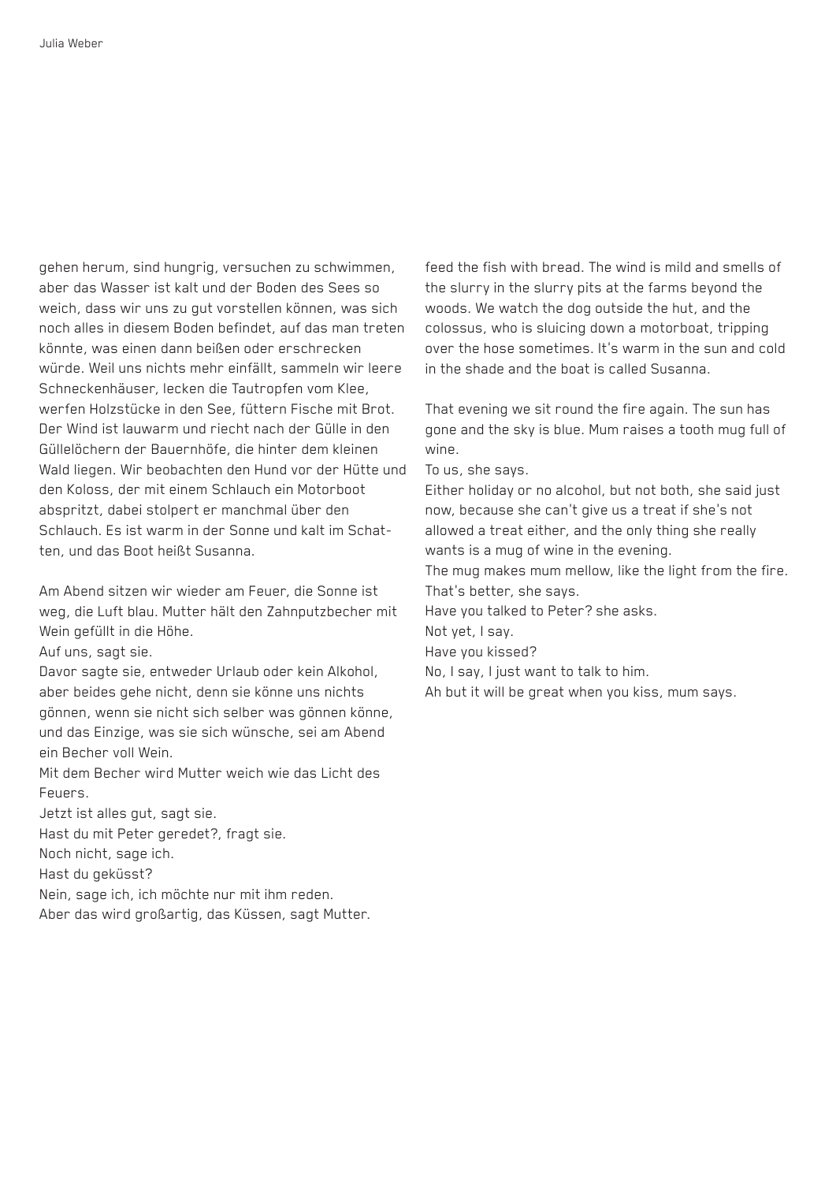gehen herum, sind hungrig, versuchen zu schwimmen, aber das Wasser ist kalt und der Boden des Sees so weich, dass wir uns zu gut vorstellen können, was sich noch alles in diesem Boden befindet, auf das man treten könnte, was einen dann beißen oder erschrecken würde. Weil uns nichts mehr einfällt, sammeln wir leere Schneckenhäuser, lecken die Tautropfen vom Klee, werfen Holzstücke in den See, füttern Fische mit Brot. Der Wind ist lauwarm und riecht nach der Gülle in den Güllelöchern der Bauernhöfe, die hinter dem kleinen Wald liegen. Wir beobachten den Hund vor der Hütte und den Koloss, der mit einem Schlauch ein Motorboot abspritzt, dabei stolpert er manchmal über den Schlauch. Es ist warm in der Sonne und kalt im Schatten, und das Boot heißt Susanna.

Am Abend sitzen wir wieder am Feuer, die Sonne ist weg, die Luft blau. Mutter hält den Zahnputzbecher mit Wein gefüllt in die Höhe.
Auf uns, sagt sie.
Davor sagte sie, entweder Urlaub oder kein Alkohol, aber beides gehe nicht, denn sie könne uns nichts gönnen, wenn sie nicht sich selber was gönnen könne, und das Einzige, was sie sich wünsche, sei am Abend ein Becher voll Wein.
Mit dem Becher wird Mutter weich wie das Licht des Feuers.
Jetzt ist alles gut, sagt sie.
Hast du mit Peter geredet?, fragt sie.
Noch nicht, sage ich.
Hast du geküsst?
Nein, sage ich, ich möchte nur mit ihm reden.
Aber das wird großartig, das Küssen, sagt Mutter.

feed the fish with bread. The wind is mild and smells of the slurry in the slurry pits at the farms beyond the woods. We watch the dog outside the hut, and the colossus, who is sluicing down a motorboat, tripping over the hose sometimes. It's warm in the sun and cold in the shade and the boat is called Susanna.

That evening we sit round the fire again. The sun has gone and the sky is blue. Mum raises a tooth mug full of wine.
To us, she says.
Either holiday or no alcohol, but not both, she said just now, because she can't give us a treat if she's not allowed a treat either, and the only thing she really wants is a mug of wine in the evening.
The mug makes mum mellow, like the light from the fire.
That's better, she says.
Have you talked to Peter? she asks.
Not yet, I say.
Have you kissed?
No, I say, I just want to talk to him.
Ah but it will be great when you kiss, mum says.